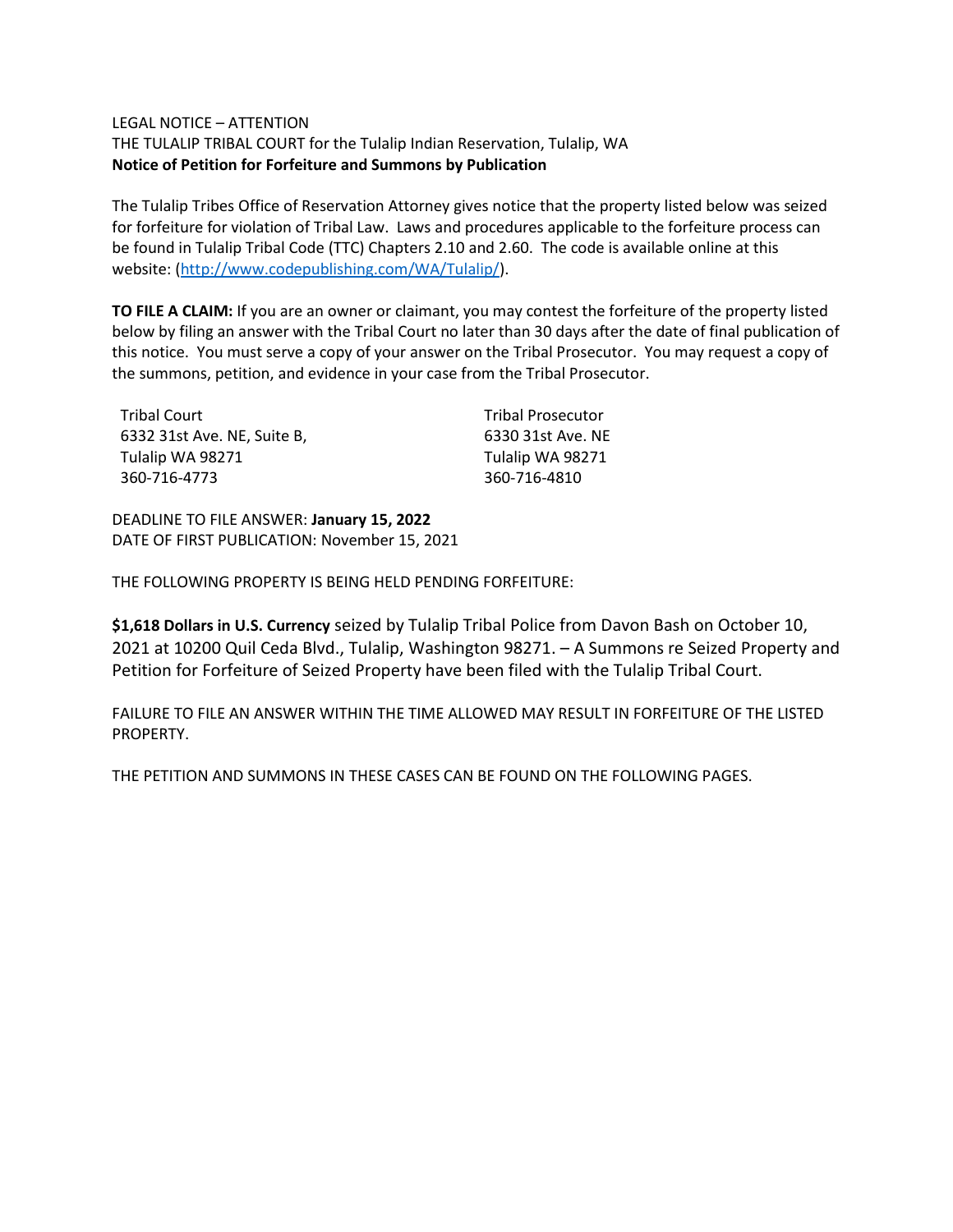LEGAL NOTICE – ATTENTION

THE TULALIP TRIBAL COURT for the Tulalip Indian Reservation, Tulalip, WA

**Notice of Petition for Forfeiture and Summons by Publication**

The Tulalip Tribes Office of Reservation Attorney gives notice that the property listed below was seized for forfeiture for violation of Tribal Law. Laws and procedures applicable to the forfeiture process can be found in Tulalip Tribal Code (TTC) Chapters 2.10 and 2.60. The code is available online at this website: (http://www.codepublishing.com/WA/Tulalip/).

**TO FILE A CLAIM:** If you are an owner or claimant, you may contest the forfeiture of the property listed below by filing an answer with the Tribal Court no later than 30 days after the date of final publication of this notice. You must serve a copy of your answer on the Tribal Prosecutor. You may request a copy of the summons, petition, and evidence in your case from the Tribal Prosecutor.

Tribal Court
6332 31st Ave. NE, Suite B,
Tulalip WA 98271
360-716-4773

Tribal Prosecutor
6330 31st Ave. NE
Tulalip WA 98271
360-716-4810

DEADLINE TO FILE ANSWER: **January 15, 2022**
DATE OF FIRST PUBLICATION: November 15, 2021

THE FOLLOWING PROPERTY IS BEING HELD PENDING FORFEITURE:

**$1,618 Dollars in U.S. Currency** seized by Tulalip Tribal Police from Davon Bash on October 10, 2021 at 10200 Quil Ceda Blvd., Tulalip, Washington 98271. – A Summons re Seized Property and Petition for Forfeiture of Seized Property have been filed with the Tulalip Tribal Court.

FAILURE TO FILE AN ANSWER WITHIN THE TIME ALLOWED MAY RESULT IN FORFEITURE OF THE LISTED PROPERTY.

THE PETITION AND SUMMONS IN THESE CASES CAN BE FOUND ON THE FOLLOWING PAGES.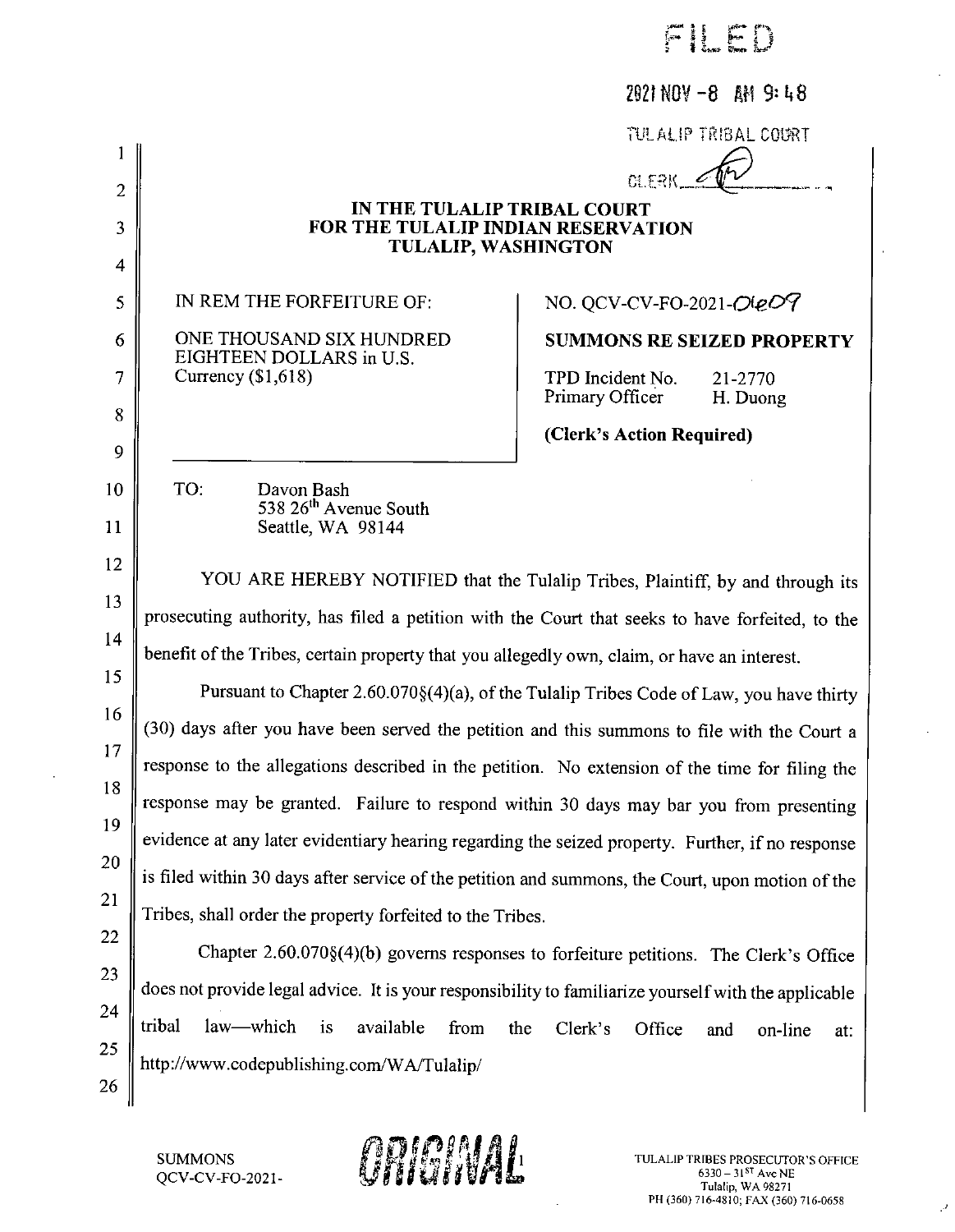FILED

2021 NOV -8 AM 9:48

TULALIP TRIBAL COURT

CLERK

**IN THE TULALIP TRIBAL COURT**
**FOR THE TULALIP INDIAN RESERVATION**
**TULALIP, WASHINGTON**

| | |
|---|---|
| IN REM THE FORFEITURE OF:<br><br>ONE THOUSAND SIX HUNDRED EIGHTEEN DOLLARS in U.S. Currency ($1,618) | NO. QCV-CV-FO-2021-0609<br><br>**SUMMONS RE SEIZED PROPERTY**<br><br>TPD Incident No. 21-2770<br>Primary Officer H. Duong<br><br>**(Clerk's Action Required)** |

TO: Davon Bash
538 26th Avenue South
Seattle, WA 98144

YOU ARE HEREBY NOTIFIED that the Tulalip Tribes, Plaintiff, by and through its prosecuting authority, has filed a petition with the Court that seeks to have forfeited, to the benefit of the Tribes, certain property that you allegedly own, claim, or have an interest.

Pursuant to Chapter 2.60.070§(4)(a), of the Tulalip Tribes Code of Law, you have thirty (30) days after you have been served the petition and this summons to file with the Court a response to the allegations described in the petition. No extension of the time for filing the response may be granted. Failure to respond within 30 days may bar you from presenting evidence at any later evidentiary hearing regarding the seized property. Further, if no response is filed within 30 days after service of the petition and summons, the Court, upon motion of the Tribes, shall order the property forfeited to the Tribes.

Chapter 2.60.070§(4)(b) governs responses to forfeiture petitions. The Clerk's Office does not provide legal advice. It is your responsibility to familiarize yourself with the applicable tribal law—which is available from the Clerk's Office and on-line at: http://www.codepublishing.com/WA/Tulalip/

SUMMONS
QCV-CV-FO-2021-

ORIGINAL

TULALIP TRIBES PROSECUTOR'S OFFICE
6330 – 31ST Ave NE
Tulalip, WA 98271
PH (360) 716-4810; FAX (360) 716-0658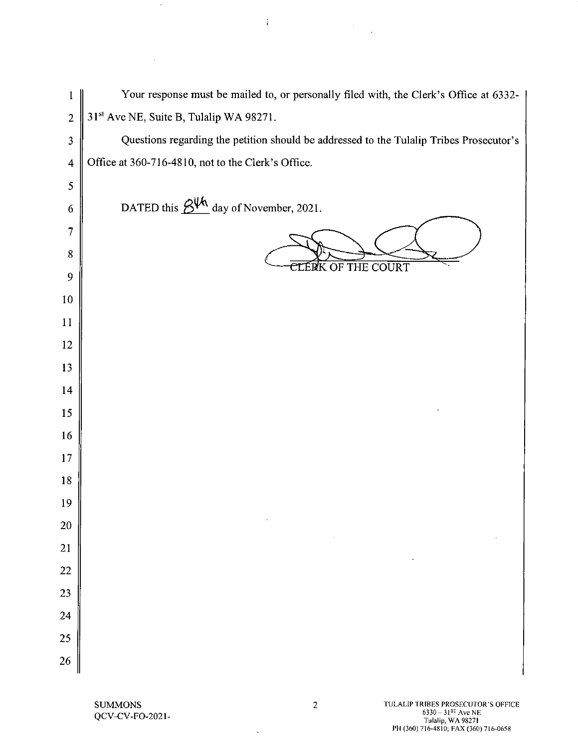Your response must be mailed to, or personally filed with, the Clerk's Office at 6332-31st Ave NE, Suite B, Tulalip WA 98271.

Questions regarding the petition should be addressed to the Tulalip Tribes Prosecutor's Office at 360-716-4810, not to the Clerk's Office.

DATED this 8th day of November, 2021.

CLERK OF THE COURT

SUMMONS
QCV-CV-FO-2021-

TULALIP TRIBES PROSECUTOR'S OFFICE
6330 – 31ST Ave NE
Tulalip, WA 98271
PH (360) 716-4810; FAX (360) 716-0658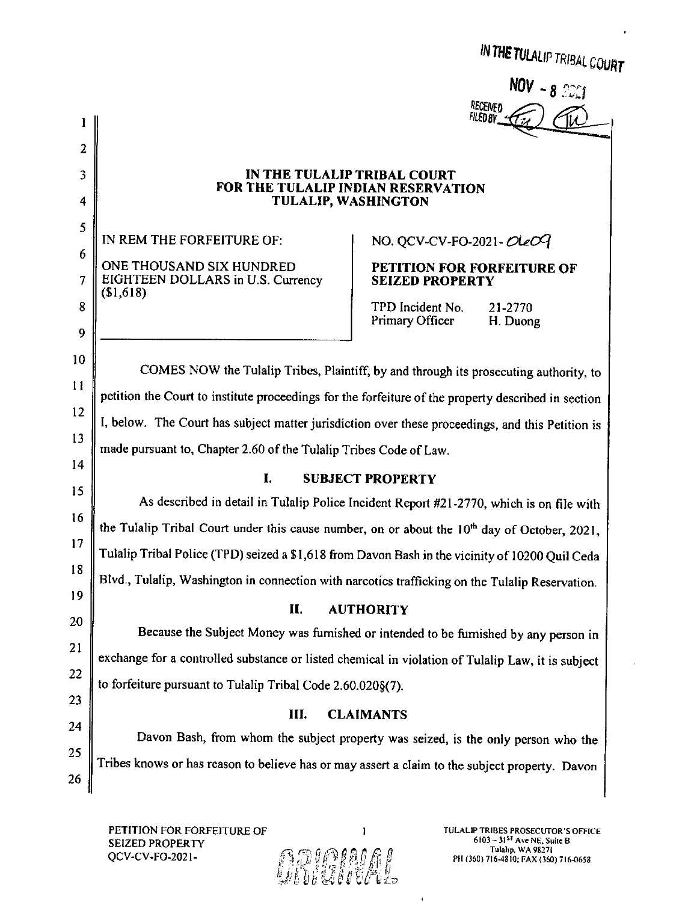IN THE TULALIP TRIBAL COURT

NOV - 8 2021

RECEIVED FILED BY

# IN THE TULALIP TRIBAL COURT FOR THE TULALIP INDIAN RESERVATION TULALIP, WASHINGTON

| IN REM THE FORFEITURE OF:<br><br>ONE THOUSAND SIX HUNDRED EIGHTEEN DOLLARS in U.S. Currency ($1,618) | NO. QCV-CV-FO-2021- 0609<br><br>**PETITION FOR FORFEITURE OF SEIZED PROPERTY**<br><br>TPD Incident No. 21-2770<br>Primary Officer H. Duong |
|---|---|

COMES NOW the Tulalip Tribes, Plaintiff, by and through its prosecuting authority, to petition the Court to institute proceedings for the forfeiture of the property described in section I, below. The Court has subject matter jurisdiction over these proceedings, and this Petition is made pursuant to, Chapter 2.60 of the Tulalip Tribes Code of Law.

## I. SUBJECT PROPERTY

As described in detail in Tulalip Police Incident Report #21-2770, which is on file with the Tulalip Tribal Court under this cause number, on or about the 10th day of October, 2021, Tulalip Tribal Police (TPD) seized a $1,618 from Davon Bash in the vicinity of 10200 Quil Ceda Blvd., Tulalip, Washington in connection with narcotics trafficking on the Tulalip Reservation.

## II. AUTHORITY

Because the Subject Money was furnished or intended to be furnished by any person in exchange for a controlled substance or listed chemical in violation of Tulalip Law, it is subject to forfeiture pursuant to Tulalip Tribal Code 2.60.020§(7).

## III. CLAIMANTS

Davon Bash, from whom the subject property was seized, is the only person who the Tribes knows or has reason to believe has or may assert a claim to the subject property. Davon

PETITION FOR FORFEITURE OF SEIZED PROPERTY
QCV-CV-FO-2021-

ORIGINAL

TULALIP TRIBES PROSECUTOR'S OFFICE
6103 – 31ST Ave NE, Suite B
Tulalip, WA 98271
PH (360) 716-4810; FAX (360) 716-0658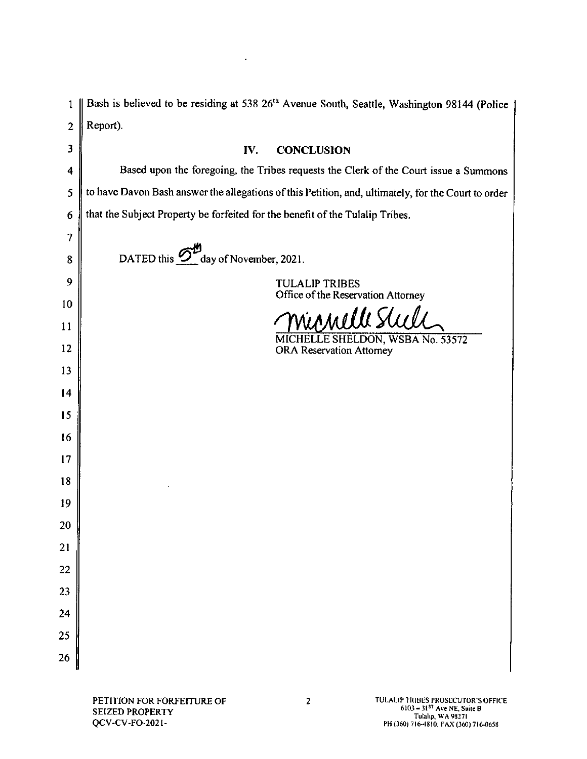Bash is believed to be residing at 538 26th Avenue South, Seattle, Washington 98144 (Police Report).

## IV. CONCLUSION

Based upon the foregoing, the Tribes requests the Clerk of the Court issue a Summons to have Davon Bash answer the allegations of this Petition, and, ultimately, for the Court to order that the Subject Property be forfeited for the benefit of the Tulalip Tribes.

DATED this 5th day of November, 2021.

TULALIP TRIBES
Office of the Reservation Attorney

Michelle Sheldon

MICHELLE SHELDON, WSBA No. 53572
ORA Reservation Attorney

PETITION FOR FORFEITURE OF SEIZED PROPERTY
QCV-CV-FO-2021-

TULALIP TRIBES PROSECUTOR'S OFFICE
6103 – 31ST Ave NE, Suite B
Tulalip, WA 98271
PH (360) 716-4810; FAX (360) 716-0658